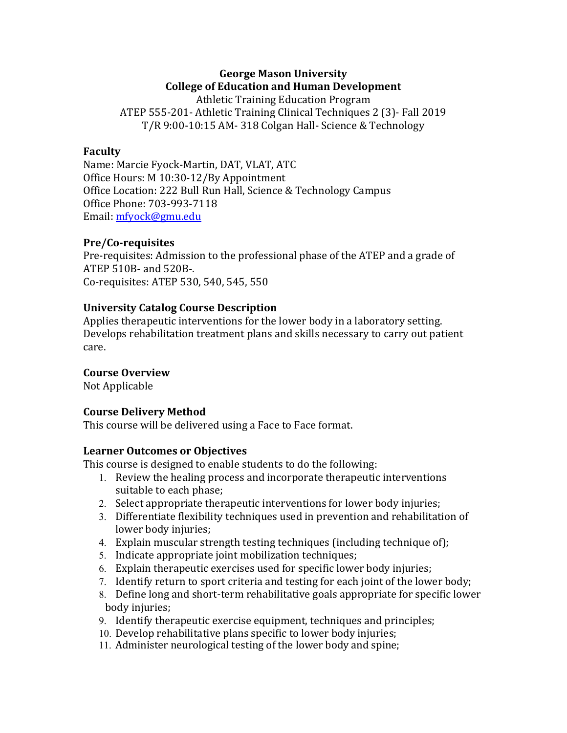**George Mason University**
**College of Education and Human Development**
Athletic Training Education Program
ATEP 555-201- Athletic Training Clinical Techniques 2 (3)- Fall 2019
T/R 9:00-10:15 AM- 318 Colgan Hall- Science & Technology

### Faculty

Name: Marcie Fyock-Martin, DAT, VLAT, ATC
Office Hours: M 10:30-12/By Appointment
Office Location: 222 Bull Run Hall, Science & Technology Campus
Office Phone: 703-993-7118
Email: mfyock@gmu.edu

### Pre/Co-requisites

Pre-requisites: Admission to the professional phase of the ATEP and a grade of ATEP 510B- and 520B-.
Co-requisites: ATEP 530, 540, 545, 550

### University Catalog Course Description

Applies therapeutic interventions for the lower body in a laboratory setting. Develops rehabilitation treatment plans and skills necessary to carry out patient care.

### Course Overview

Not Applicable

### Course Delivery Method

This course will be delivered using a Face to Face format.

### Learner Outcomes or Objectives

This course is designed to enable students to do the following:

1. Review the healing process and incorporate therapeutic interventions suitable to each phase;
2. Select appropriate therapeutic interventions for lower body injuries;
3. Differentiate flexibility techniques used in prevention and rehabilitation of lower body injuries;
4. Explain muscular strength testing techniques (including technique of);
5. Indicate appropriate joint mobilization techniques;
6. Explain therapeutic exercises used for specific lower body injuries;
7. Identify return to sport criteria and testing for each joint of the lower body;
8. Define long and short-term rehabilitative goals appropriate for specific lower body injuries;
9. Identify therapeutic exercise equipment, techniques and principles;
10. Develop rehabilitative plans specific to lower body injuries;
11. Administer neurological testing of the lower body and spine;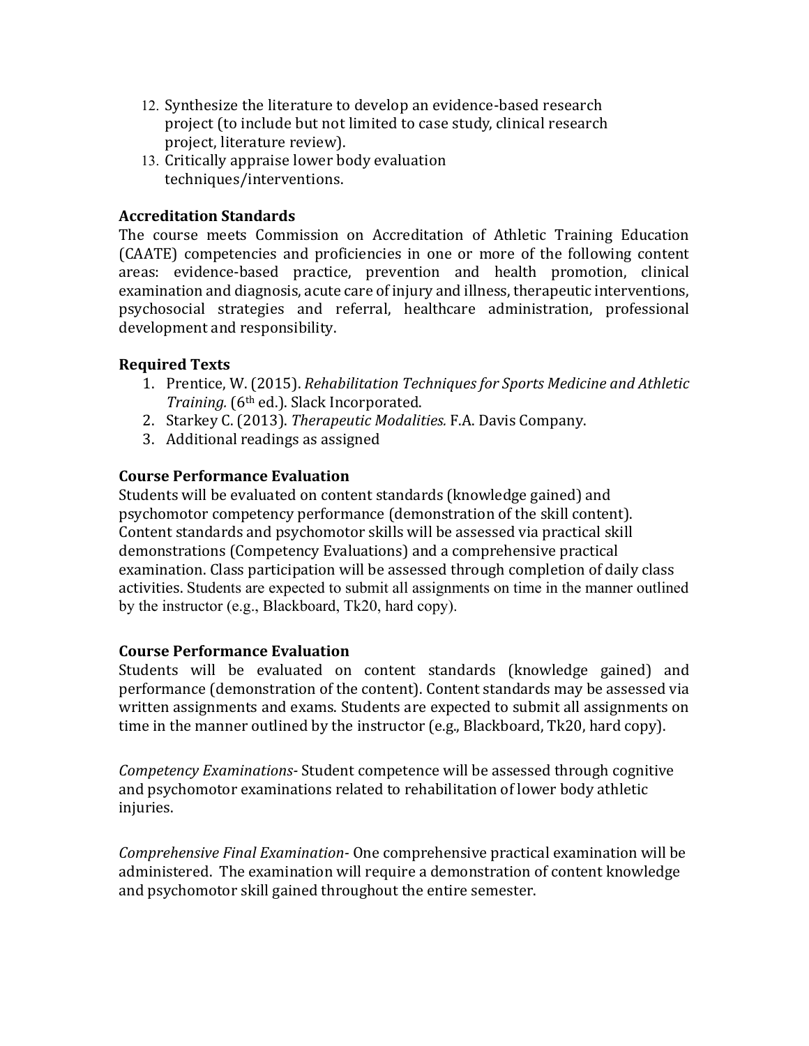12. Synthesize the literature to develop an evidence-based research project (to include but not limited to case study, clinical research project, literature review).
13. Critically appraise lower body evaluation techniques/interventions.

**Accreditation Standards**

The course meets Commission on Accreditation of Athletic Training Education (CAATE) competencies and proficiencies in one or more of the following content areas: evidence-based practice, prevention and health promotion, clinical examination and diagnosis, acute care of injury and illness, therapeutic interventions, psychosocial strategies and referral, healthcare administration, professional development and responsibility.

**Required Texts**

1. Prentice, W. (2015). *Rehabilitation Techniques for Sports Medicine and Athletic Training.* (6th ed.). Slack Incorporated.
2. Starkey C. (2013). *Therapeutic Modalities.* F.A. Davis Company.
3. Additional readings as assigned

**Course Performance Evaluation**

Students will be evaluated on content standards (knowledge gained) and psychomotor competency performance (demonstration of the skill content). Content standards and psychomotor skills will be assessed via practical skill demonstrations (Competency Evaluations) and a comprehensive practical examination. Class participation will be assessed through completion of daily class activities. Students are expected to submit all assignments on time in the manner outlined by the instructor (e.g., Blackboard, Tk20, hard copy).

**Course Performance Evaluation**

Students will be evaluated on content standards (knowledge gained) and performance (demonstration of the content). Content standards may be assessed via written assignments and exams. Students are expected to submit all assignments on time in the manner outlined by the instructor (e.g., Blackboard, Tk20, hard copy).

*Competency Examinations*- Student competence will be assessed through cognitive and psychomotor examinations related to rehabilitation of lower body athletic injuries.

*Comprehensive Final Examination*- One comprehensive practical examination will be administered. The examination will require a demonstration of content knowledge and psychomotor skill gained throughout the entire semester.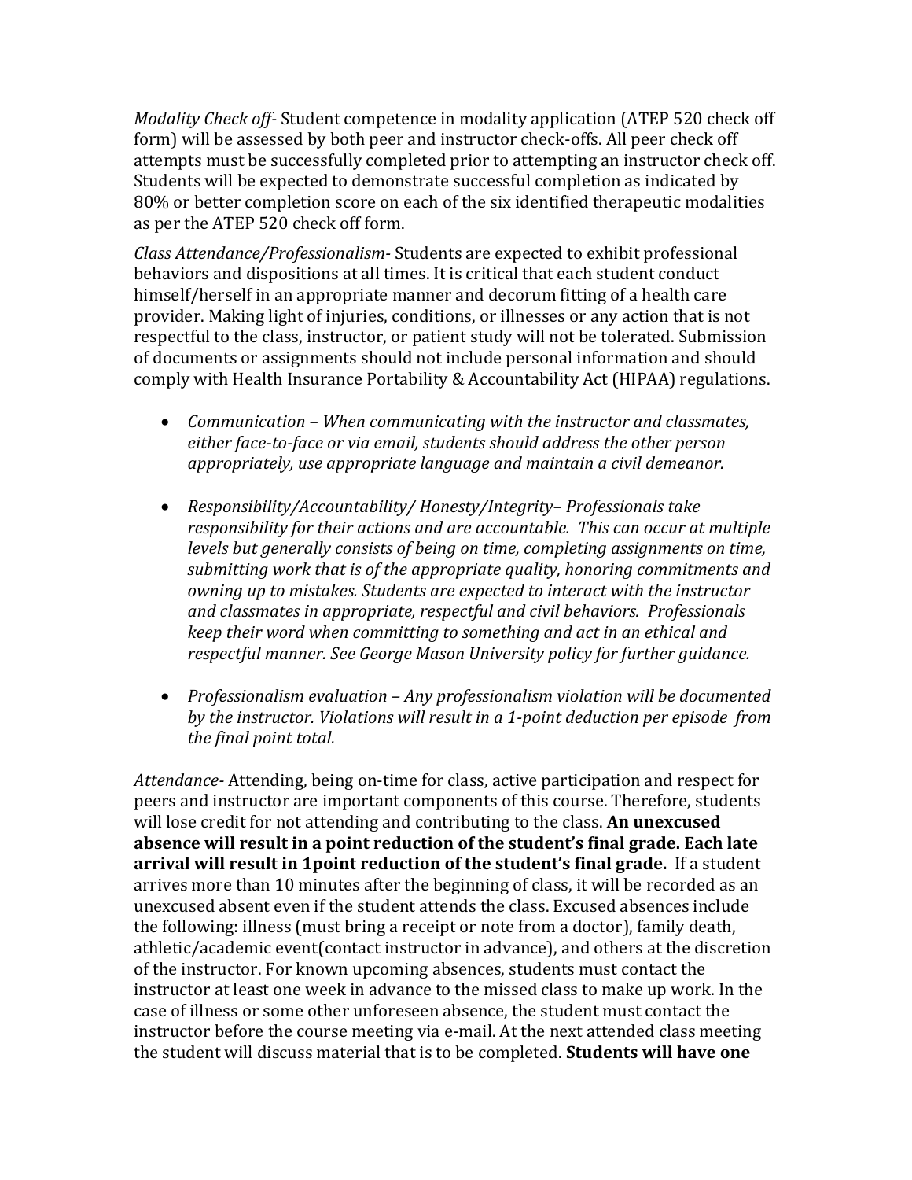*Modality Check off*- Student competence in modality application (ATEP 520 check off form) will be assessed by both peer and instructor check-offs. All peer check off attempts must be successfully completed prior to attempting an instructor check off. Students will be expected to demonstrate successful completion as indicated by 80% or better completion score on each of the six identified therapeutic modalities as per the ATEP 520 check off form.

*Class Attendance/Professionalism*- Students are expected to exhibit professional behaviors and dispositions at all times. It is critical that each student conduct himself/herself in an appropriate manner and decorum fitting of a health care provider. Making light of injuries, conditions, or illnesses or any action that is not respectful to the class, instructor, or patient study will not be tolerated. Submission of documents or assignments should not include personal information and should comply with Health Insurance Portability & Accountability Act (HIPAA) regulations.

- *Communication – When communicating with the instructor and classmates, either face-to-face or via email, students should address the other person appropriately, use appropriate language and maintain a civil demeanor.*
- *Responsibility/Accountability/ Honesty/Integrity– Professionals take responsibility for their actions and are accountable. This can occur at multiple levels but generally consists of being on time, completing assignments on time, submitting work that is of the appropriate quality, honoring commitments and owning up to mistakes. Students are expected to interact with the instructor and classmates in appropriate, respectful and civil behaviors. Professionals keep their word when committing to something and act in an ethical and respectful manner. See George Mason University policy for further guidance.*
- *Professionalism evaluation – Any professionalism violation will be documented by the instructor. Violations will result in a 1-point deduction per episode from the final point total.*

*Attendance*- Attending, being on-time for class, active participation and respect for peers and instructor are important components of this course. Therefore, students will lose credit for not attending and contributing to the class. **An unexcused absence will result in a point reduction of the student's final grade. Each late arrival will result in 1point reduction of the student's final grade.** If a student arrives more than 10 minutes after the beginning of class, it will be recorded as an unexcused absent even if the student attends the class. Excused absences include the following: illness (must bring a receipt or note from a doctor), family death, athletic/academic event(contact instructor in advance), and others at the discretion of the instructor. For known upcoming absences, students must contact the instructor at least one week in advance to the missed class to make up work. In the case of illness or some other unforeseen absence, the student must contact the instructor before the course meeting via e-mail. At the next attended class meeting the student will discuss material that is to be completed. **Students will have one**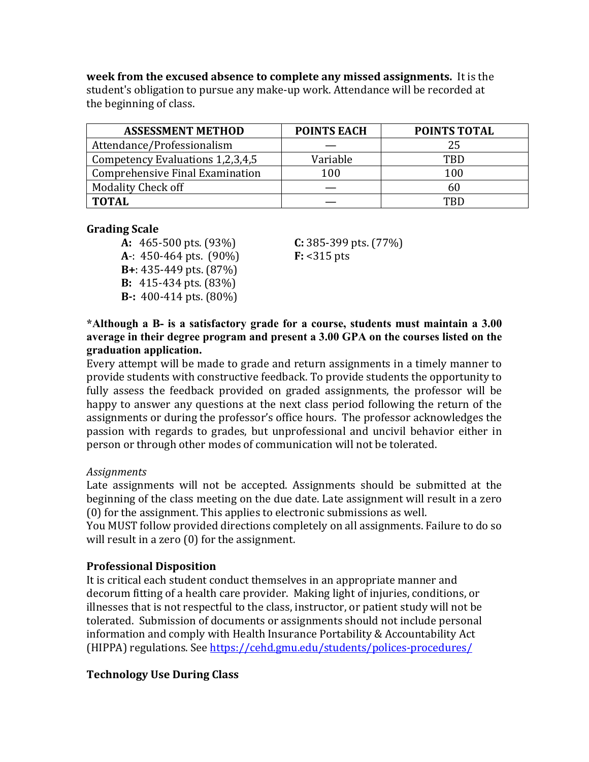**week from the excused absence to complete any missed assignments.** It is the student's obligation to pursue any make-up work. Attendance will be recorded at the beginning of class.

| ASSESSMENT METHOD | POINTS EACH | POINTS TOTAL |
|---|---|---|
| Attendance/Professionalism | — | 25 |
| Competency Evaluations 1,2,3,4,5 | Variable | TBD |
| Comprehensive Final Examination | 100 | 100 |
| Modality Check off | — | 60 |
| **TOTAL** | — | TBD |

**Grading Scale**

- **A:** 465-500 pts. (93%)
- **A-**: 450-464 pts. (90%)
- **B+**: 435-449 pts. (87%)
- **B:** 415-434 pts. (83%)
- **B-:** 400-414 pts. (80%)
- **C:** 385-399 pts. (77%)
- **F:** <315 pts

**\*Although a B- is a satisfactory grade for a course, students must maintain a 3.00 average in their degree program and present a 3.00 GPA on the courses listed on the graduation application.**

Every attempt will be made to grade and return assignments in a timely manner to provide students with constructive feedback. To provide students the opportunity to fully assess the feedback provided on graded assignments, the professor will be happy to answer any questions at the next class period following the return of the assignments or during the professor's office hours. The professor acknowledges the passion with regards to grades, but unprofessional and uncivil behavior either in person or through other modes of communication will not be tolerated.

*Assignments*

Late assignments will not be accepted. Assignments should be submitted at the beginning of the class meeting on the due date. Late assignment will result in a zero (0) for the assignment. This applies to electronic submissions as well.

You MUST follow provided directions completely on all assignments. Failure to do so will result in a zero (0) for the assignment.

**Professional Disposition**

It is critical each student conduct themselves in an appropriate manner and decorum fitting of a health care provider. Making light of injuries, conditions, or illnesses that is not respectful to the class, instructor, or patient study will not be tolerated. Submission of documents or assignments should not include personal information and comply with Health Insurance Portability & Accountability Act (HIPPA) regulations. See https://cehd.gmu.edu/students/polices-procedures/

**Technology Use During Class**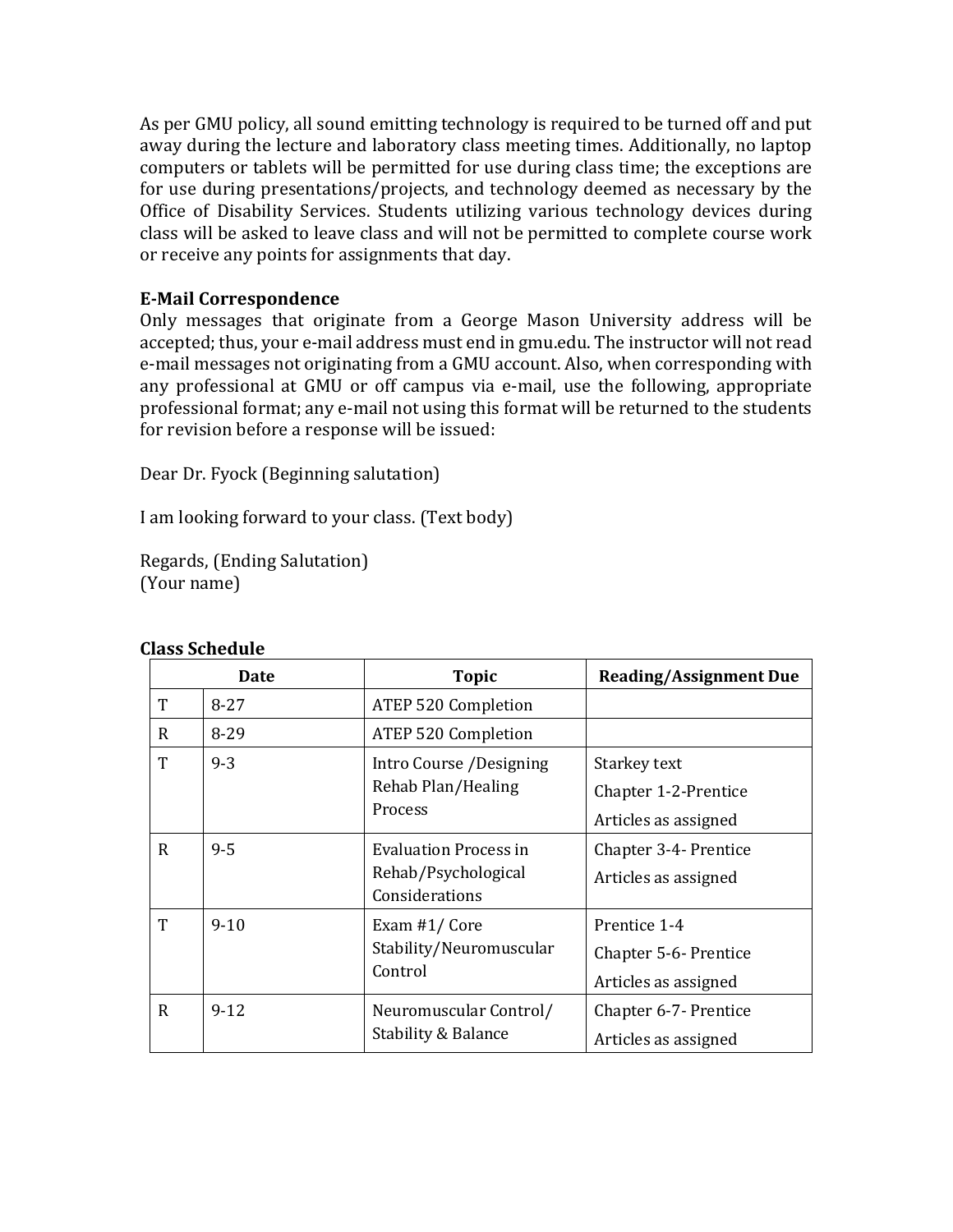As per GMU policy, all sound emitting technology is required to be turned off and put away during the lecture and laboratory class meeting times. Additionally, no laptop computers or tablets will be permitted for use during class time; the exceptions are for use during presentations/projects, and technology deemed as necessary by the Office of Disability Services. Students utilizing various technology devices during class will be asked to leave class and will not be permitted to complete course work or receive any points for assignments that day.

**E-Mail Correspondence**

Only messages that originate from a George Mason University address will be accepted; thus, your e-mail address must end in gmu.edu. The instructor will not read e-mail messages not originating from a GMU account. Also, when corresponding with any professional at GMU or off campus via e-mail, use the following, appropriate professional format; any e-mail not using this format will be returned to the students for revision before a response will be issued:

Dear Dr. Fyock (Beginning salutation)

I am looking forward to your class. (Text body)

Regards, (Ending Salutation)
(Your name)

**Class Schedule**

| Date | | Topic | Reading/Assignment Due |
|---|---|---|---|
| T | 8-27 | ATEP 520 Completion | |
| R | 8-29 | ATEP 520 Completion | |
| T | 9-3 | Intro Course /Designing Rehab Plan/Healing Process | Starkey text<br>Chapter 1-2-Prentice<br>Articles as assigned |
| R | 9-5 | Evaluation Process in Rehab/Psychological Considerations | Chapter 3-4- Prentice<br>Articles as assigned |
| T | 9-10 | Exam #1/ Core Stability/Neuromuscular Control | Prentice 1-4<br>Chapter 5-6- Prentice<br>Articles as assigned |
| R | 9-12 | Neuromuscular Control/ Stability & Balance | Chapter 6-7- Prentice<br>Articles as assigned |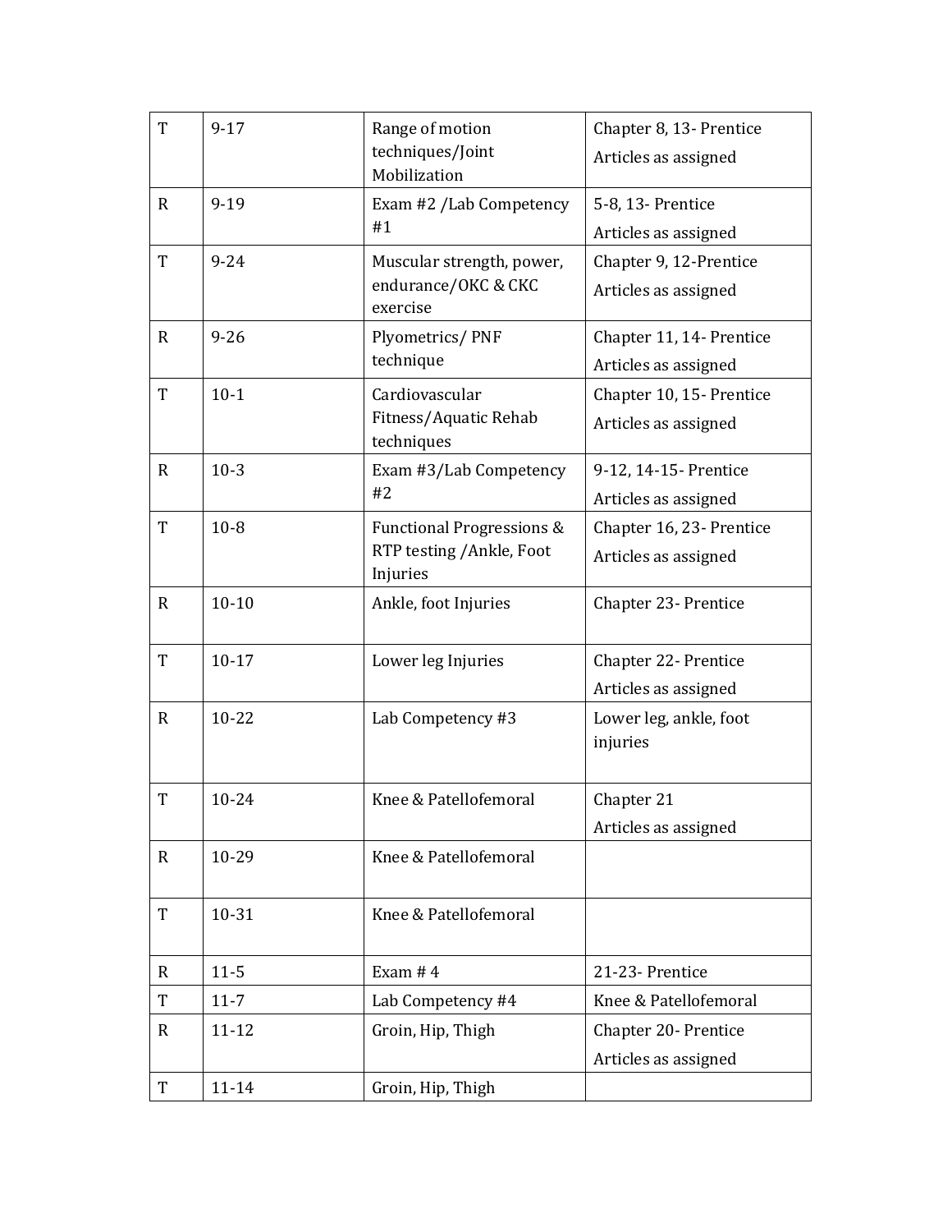| | | | |
|---|---|---|---|
| T | 9-17 | Range of motion techniques/Joint Mobilization | Chapter 8, 13- Prentice<br>Articles as assigned |
| R | 9-19 | Exam #2 /Lab Competency #1 | 5-8, 13- Prentice<br>Articles as assigned |
| T | 9-24 | Muscular strength, power, endurance/OKC & CKC exercise | Chapter 9, 12-Prentice<br>Articles as assigned |
| R | 9-26 | Plyometrics/ PNF technique | Chapter 11, 14- Prentice<br>Articles as assigned |
| T | 10-1 | Cardiovascular Fitness/Aquatic Rehab techniques | Chapter 10, 15- Prentice<br>Articles as assigned |
| R | 10-3 | Exam #3/Lab Competency #2 | 9-12, 14-15- Prentice<br>Articles as assigned |
| T | 10-8 | Functional Progressions & RTP testing /Ankle, Foot Injuries | Chapter 16, 23- Prentice<br>Articles as assigned |
| R | 10-10 | Ankle, foot Injuries | Chapter 23- Prentice |
| T | 10-17 | Lower leg Injuries | Chapter 22- Prentice<br>Articles as assigned |
| R | 10-22 | Lab Competency #3 | Lower leg, ankle, foot injuries |
| T | 10-24 | Knee & Patellofemoral | Chapter 21<br>Articles as assigned |
| R | 10-29 | Knee & Patellofemoral | |
| T | 10-31 | Knee & Patellofemoral | |
| R | 11-5 | Exam # 4 | 21-23- Prentice |
| T | 11-7 | Lab Competency #4 | Knee & Patellofemoral |
| R | 11-12 | Groin, Hip, Thigh | Chapter 20- Prentice<br>Articles as assigned |
| T | 11-14 | Groin, Hip, Thigh | |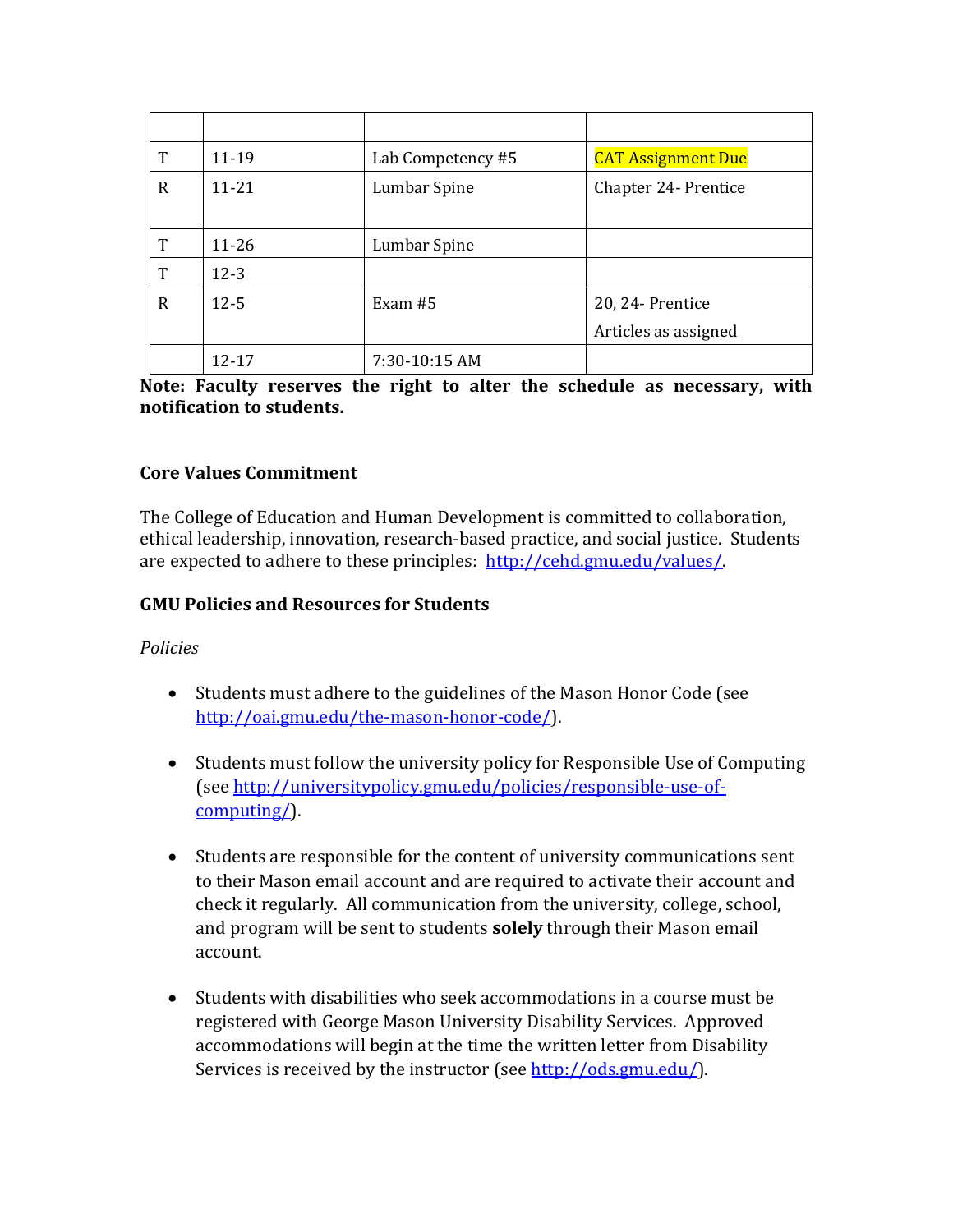| | | | |
|---|---|---|---|
| T | 11-19 | Lab Competency #5 | CAT Assignment Due |
| R | 11-21 | Lumbar Spine | Chapter 24- Prentice |
| T | 11-26 | Lumbar Spine | |
| T | 12-3 | | |
| R | 12-5 | Exam #5 | 20, 24- Prentice<br>Articles as assigned |
| | 12-17 | 7:30-10:15 AM | |

**Note: Faculty reserves the right to alter the schedule as necessary, with notification to students.**

### Core Values Commitment

The College of Education and Human Development is committed to collaboration, ethical leadership, innovation, research-based practice, and social justice. Students are expected to adhere to these principles: http://cehd.gmu.edu/values/.

### GMU Policies and Resources for Students

*Policies*

- Students must adhere to the guidelines of the Mason Honor Code (see http://oai.gmu.edu/the-mason-honor-code/).

- Students must follow the university policy for Responsible Use of Computing (see http://universitypolicy.gmu.edu/policies/responsible-use-of-computing/).

- Students are responsible for the content of university communications sent to their Mason email account and are required to activate their account and check it regularly. All communication from the university, college, school, and program will be sent to students **solely** through their Mason email account.

- Students with disabilities who seek accommodations in a course must be registered with George Mason University Disability Services. Approved accommodations will begin at the time the written letter from Disability Services is received by the instructor (see http://ods.gmu.edu/).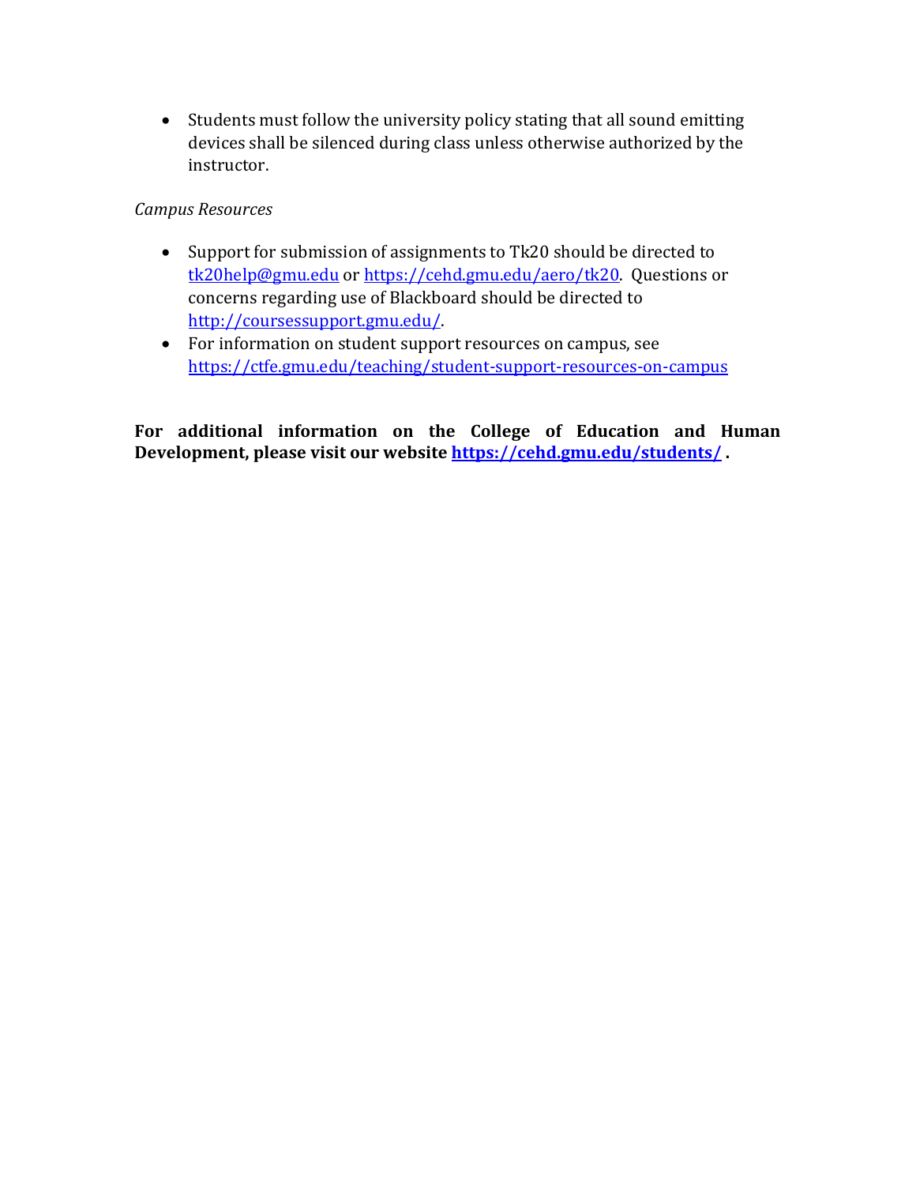- Students must follow the university policy stating that all sound emitting devices shall be silenced during class unless otherwise authorized by the instructor.

*Campus Resources*

- Support for submission of assignments to Tk20 should be directed to tk20help@gmu.edu or https://cehd.gmu.edu/aero/tk20. Questions or concerns regarding use of Blackboard should be directed to http://coursessupport.gmu.edu/.
- For information on student support resources on campus, see https://ctfe.gmu.edu/teaching/student-support-resources-on-campus

**For additional information on the College of Education and Human Development, please visit our website https://cehd.gmu.edu/students/ .**